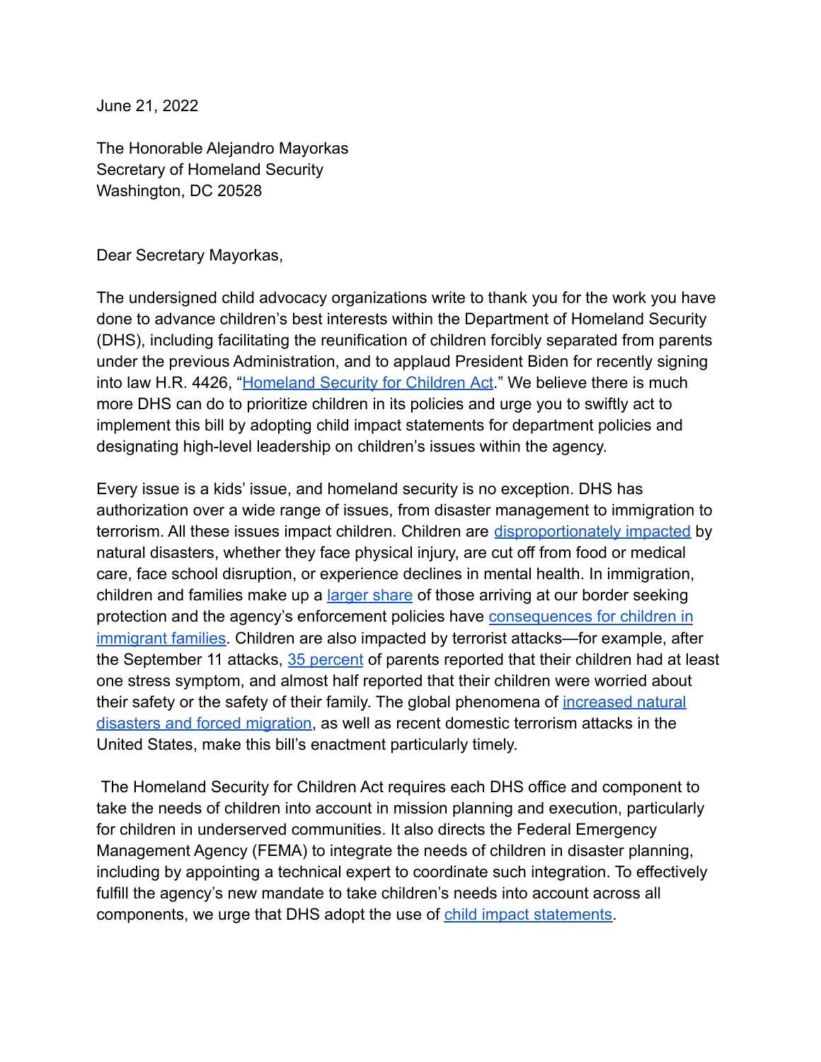June 21, 2022

The Honorable Alejandro Mayorkas
Secretary of Homeland Security
Washington, DC 20528

Dear Secretary Mayorkas,

The undersigned child advocacy organizations write to thank you for the work you have done to advance children's best interests within the Department of Homeland Security (DHS), including facilitating the reunification of children forcibly separated from parents under the previous Administration, and to applaud President Biden for recently signing into law H.R. 4426, "Homeland Security for Children Act." We believe there is much more DHS can do to prioritize children in its policies and urge you to swiftly act to implement this bill by adopting child impact statements for department policies and designating high-level leadership on children's issues within the agency.

Every issue is a kids' issue, and homeland security is no exception. DHS has authorization over a wide range of issues, from disaster management to immigration to terrorism. All these issues impact children. Children are disproportionately impacted by natural disasters, whether they face physical injury, are cut off from food or medical care, face school disruption, or experience declines in mental health. In immigration, children and families make up a larger share of those arriving at our border seeking protection and the agency's enforcement policies have consequences for children in immigrant families. Children are also impacted by terrorist attacks—for example, after the September 11 attacks, 35 percent of parents reported that their children had at least one stress symptom, and almost half reported that their children were worried about their safety or the safety of their family. The global phenomena of increased natural disasters and forced migration, as well as recent domestic terrorism attacks in the United States, make this bill's enactment particularly timely.

The Homeland Security for Children Act requires each DHS office and component to take the needs of children into account in mission planning and execution, particularly for children in underserved communities. It also directs the Federal Emergency Management Agency (FEMA) to integrate the needs of children in disaster planning, including by appointing a technical expert to coordinate such integration. To effectively fulfill the agency's new mandate to take children's needs into account across all components, we urge that DHS adopt the use of child impact statements.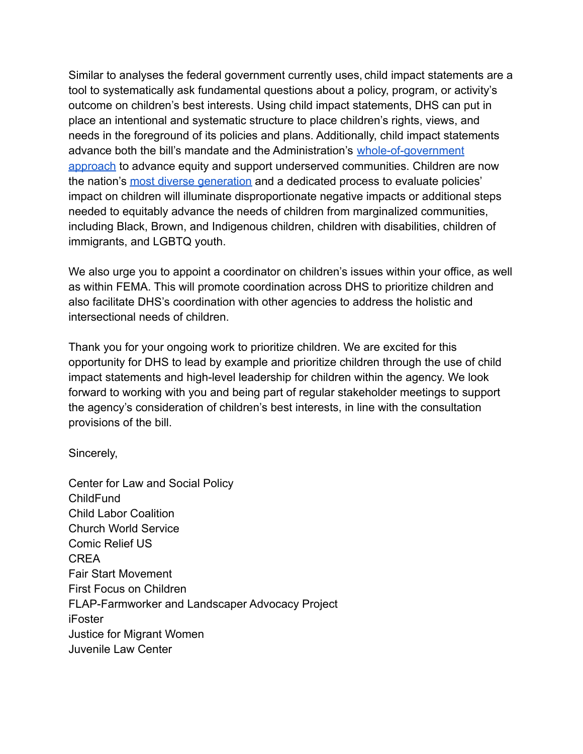Similar to analyses the federal government currently uses, child impact statements are a tool to systematically ask fundamental questions about a policy, program, or activity's outcome on children's best interests. Using child impact statements, DHS can put in place an intentional and systematic structure to place children's rights, views, and needs in the foreground of its policies and plans. Additionally, child impact statements advance both the bill's mandate and the Administration's [whole-of-government approach]() to advance equity and support underserved communities. Children are now the nation's [most diverse generation]() and a dedicated process to evaluate policies' impact on children will illuminate disproportionate negative impacts or additional steps needed to equitably advance the needs of children from marginalized communities, including Black, Brown, and Indigenous children, children with disabilities, children of immigrants, and LGBTQ youth.

We also urge you to appoint a coordinator on children's issues within your office, as well as within FEMA. This will promote coordination across DHS to prioritize children and also facilitate DHS's coordination with other agencies to address the holistic and intersectional needs of children.

Thank you for your ongoing work to prioritize children. We are excited for this opportunity for DHS to lead by example and prioritize children through the use of child impact statements and high-level leadership for children within the agency. We look forward to working with you and being part of regular stakeholder meetings to support the agency's consideration of children's best interests, in line with the consultation provisions of the bill.

Sincerely,

Center for Law and Social Policy
ChildFund
Child Labor Coalition
Church World Service
Comic Relief US
CREA
Fair Start Movement
First Focus on Children
FLAP-Farmworker and Landscaper Advocacy Project
iFoster
Justice for Migrant Women
Juvenile Law Center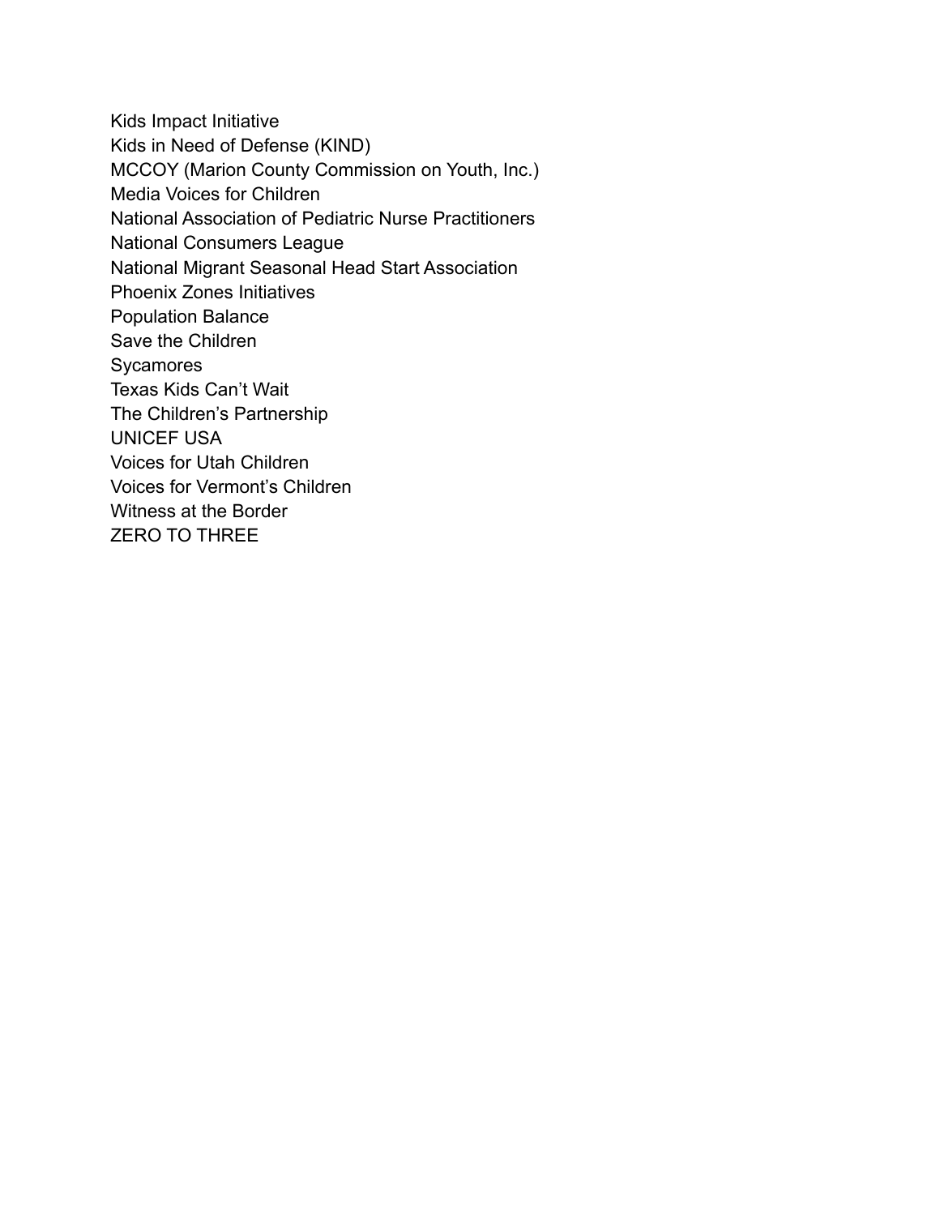Kids Impact Initiative
Kids in Need of Defense (KIND)
MCCOY (Marion County Commission on Youth, Inc.)
Media Voices for Children
National Association of Pediatric Nurse Practitioners
National Consumers League
National Migrant Seasonal Head Start Association
Phoenix Zones Initiatives
Population Balance
Save the Children
Sycamores
Texas Kids Can't Wait
The Children's Partnership
UNICEF USA
Voices for Utah Children
Voices for Vermont's Children
Witness at the Border
ZERO TO THREE